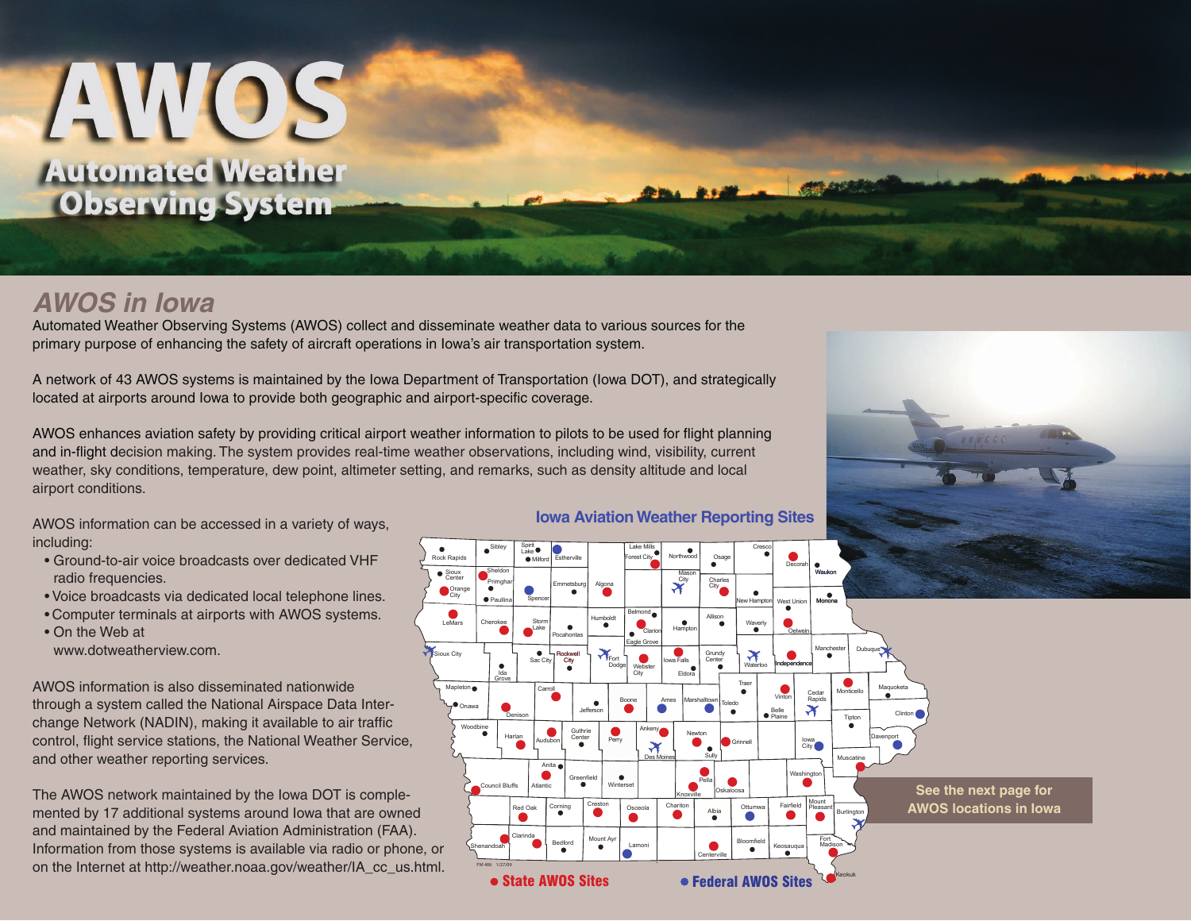# AWOS

## Automated Weather Observing System

## AWOS in Iowa

Automated Weather Observing Systems (AWOS) collect and disseminate weather data to various sources for the primary purpose of enhancing the safety of aircraft operations in Iowa's air transportation system.

A network of 43 AWOS systems is maintained by the Iowa Department of Transportation (Iowa DOT), and strategically located at airports around Iowa to provide both graphic and airport-specific coverage.

AWOS enhances aviation safety by providing critical airport weather information to pilots to be used for flight planning and in-flight decision making. The system provides real-time weather observations, including wind, visibility, current weather, sky conditions, temperature, dew point, altimeter setting, and remarks, such as density altitude and local airport conditions.

AWOS information can be accessed in a variety of ways, including:

- Ground-to-air voice broadcasts over dedicated VHF radio frequencies.
- Voice broadcasts via dedicated local telephone lines.
- Computer terminals at airports with AWOS systems.
- On the Web at www.dotweatherview.com.

AWOS information is also disseminated nationwide through a system called the National Airspace Data Interchange Network (NADIN), making it available to air traffic control, flight service stations, the National Weather Service, and other weather reporting services.

The AWOS network maintained by the Iowa DOT is complemented by 17 additional systems around Iowa that are owned and maintained by the Federal Aviation Administration (FAA). Information from those systems is available via radio or phone, or on the Internet at http://weather.noaa.gov/weather/IA_cc_us.html.

### Iowa Aviation Weather Reporting Sites

● State AWOS Sites ● Federal AWOS Sites

See the next page for AWOS locations in Iowa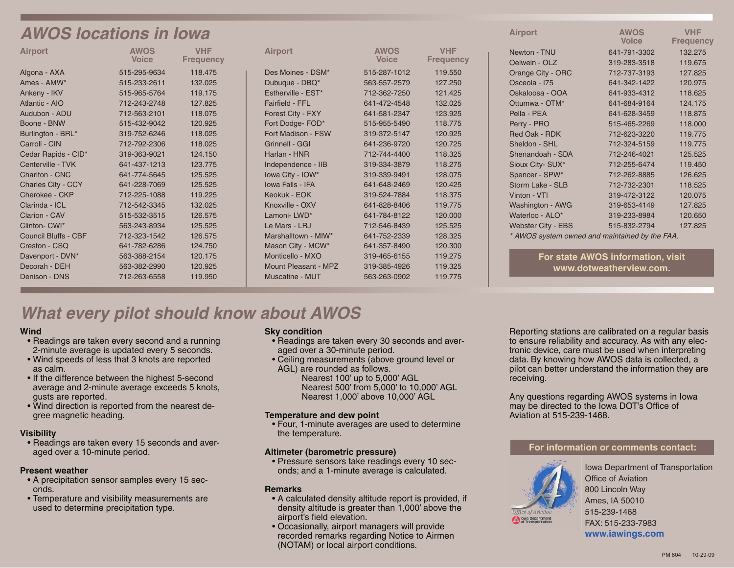## AWOS locations in Iowa

| Airport | AWOS Voice | VHF Frequency |
|---|---|---|
| Algona - AXA | 515-295-9634 | 118.475 |
| Ames - AMW* | 515-233-2611 | 132.025 |
| Ankeny - IKV | 515-965-5764 | 119.175 |
| Atlantic - AIO | 712-243-2748 | 127.825 |
| Audubon - ADU | 712-563-2101 | 118.075 |
| Boone - BNW | 515-432-9042 | 120.925 |
| Burlington - BRL* | 319-752-6246 | 118.025 |
| Carroll - CIN | 712-792-2306 | 118.025 |
| Cedar Rapids - CID* | 319-363-9021 | 124.150 |
| Centerville - TVK | 641-437-1213 | 123.775 |
| Chariton - CNC | 641-774-5645 | 125.525 |
| Charles City - CCY | 641-228-7069 | 125.525 |
| Cherokee - CKP | 712-225-1088 | 119.225 |
| Clarinda - ICL | 712-542-3345 | 132.025 |
| Clarion - CAV | 515-532-3515 | 126.575 |
| Clinton- CWI* | 563-243-8934 | 125.525 |
| Council Bluffs - CBF | 712-323-1542 | 126.575 |
| Creston - CSQ | 641-782-6286 | 124.750 |
| Davenport - DVN* | 563-388-2154 | 120.175 |
| Decorah - DEH | 563-382-2990 | 120.925 |
| Denison - DNS | 712-263-6558 | 119.950 |
| Des Moines - DSM* | 515-287-1012 | 119.550 |
| Dubuque - DBQ* | 563-557-2579 | 127.250 |
| Estherville - EST* | 712-362-7250 | 121.425 |
| Fairfield - FFL | 641-472-4548 | 132.025 |
| Forest City - FXY | 641-581-2347 | 123.925 |
| Fort Dodge- FOD* | 515-955-5490 | 118.775 |
| Fort Madison - FSW | 319-372-5147 | 120.925 |
| Grinnell - GGI | 641-236-9720 | 120.725 |
| Harlan - HNR | 712-744-4400 | 118.325 |
| Independence - IIB | 319-334-3879 | 118.275 |
| Iowa City - IOW* | 319-339-9491 | 128.075 |
| Iowa Falls - IFA | 641-648-2469 | 120.425 |
| Keokuk - EOK | 319-524-7884 | 118.375 |
| Knoxville - OXV | 641-828-8406 | 119.775 |
| Lamoni- LWD* | 641-784-8122 | 120.000 |
| Le Mars - LRJ | 712-546-8439 | 125.525 |
| Marshalltown - MIW* | 641-752-2339 | 128.325 |
| Mason City - MCW* | 641-357-8490 | 120.300 |
| Monticello - MXO | 319-465-6155 | 119.275 |
| Mount Pleasant - MPZ | 319-385-4926 | 119.325 |
| Muscatine - MUT | 563-263-0902 | 119.775 |
| Newton - TNU | 641-791-3302 | 132.275 |
| Oelwein - OLZ | 319-283-3518 | 119.675 |
| Orange City - ORC | 712-737-3193 | 127.825 |
| Osceola - I75 | 641-342-1422 | 120.975 |
| Oskaloosa - OOA | 641-933-4312 | 118.625 |
| Ottumwa - OTM* | 641-684-9164 | 124.175 |
| Pella - PEA | 641-628-3459 | 118.875 |
| Perry - PRO | 515-465-2269 | 118.000 |
| Red Oak - RDK | 712-623-3220 | 119.775 |
| Sheldon - SHL | 712-324-5159 | 119.775 |
| Shenandoah - SDA | 712-246-4021 | 125.525 |
| Sioux City- SUX* | 712-255-6474 | 119.450 |
| Spencer - SPW* | 712-262-8885 | 126.625 |
| Storm Lake - SLB | 712-732-2301 | 118.525 |
| Vinton - VTI | 319-472-3122 | 120.075 |
| Washington - AWG | 319-653-4149 | 127.825 |
| Waterloo - ALO* | 319-233-8984 | 120.650 |
| Webster City - EBS | 515-832-2794 | 127.825 |

*\* AWOS system owned and maintained by the FAA.*

**For state AWOS information, visit www.dotweatherview.com.**

## What every pilot should know about AWOS

### Wind

- Readings are taken every second and a running 2-minute average is updated every 5 seconds.
- Wind speeds of less that 3 knots are reported as calm.
- If the difference between the highest 5-second average and 2-minute average exceeds 5 knots, gusts are reported.
- Wind direction is reported from the nearest degree magnetic heading.

### Visibility

- Readings are taken every 15 seconds and averaged over a 10-minute period.

### Present weather

- A precipitation sensor samples every 15 seconds.
- Temperature and visibility measurements are used to determine precipitation type.

### Sky condition

- Readings are taken every 30 seconds and averaged over a 30-minute period.
- Ceiling measurements (above ground level or AGL) are rounded as follows.
  - Nearest 100' up to 5,000' AGL
  - Nearest 500' from 5,000' to 10,000' AGL
  - Nearest 1,000' above 10,000' AGL

### Temperature and dew point

- Four, 1-minute averages are used to determine the temperature.

### Altimeter (barometric pressure)

- Pressure sensors take readings every 10 seconds; and a 1-minute average is calculated.

### Remarks

- A calculated density altitude report is provided, if density altitude is greater than 1,000' above the airport's field elevation.
- Occasionally, airport managers will provide recorded remarks regarding Notice to Airmen (NOTAM) or local airport conditions.

Reporting stations are calibrated on a regular basis to ensure reliability and accuracy. As with any electronic device, care must be used when interpreting data. By knowing how AWOS data is collected, a pilot can better understand the information they are receiving.

Any questions regarding AWOS systems in Iowa may be directed to the Iowa DOT's Office of Aviation at 515-239-1468.

**For information or comments contact:**

Iowa Department of Transportation
Office of Aviation
800 Lincoln Way
Ames, IA 50010
515-239-1468
FAX: 515-233-7983
**www.iawings.com**

PM 604 10-29-09